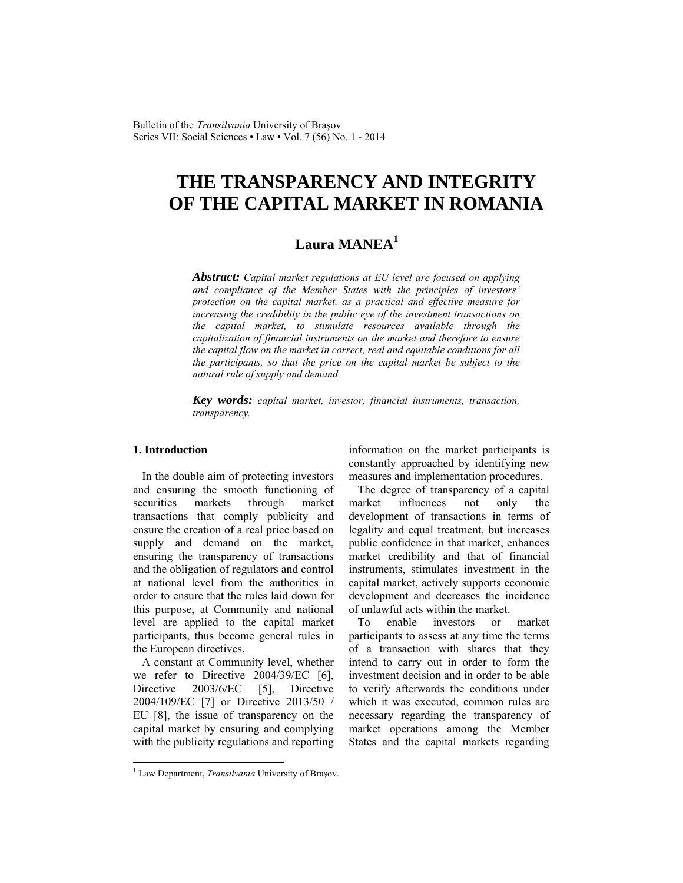# THE TRANSPARENCY AND INTEGRITY OF THE CAPITAL MARKET IN ROMANIA

## Laura MANEA[1]

***Abstract:*** *Capital market regulations at EU level are focused on applying and compliance of the Member States with the principles of investors' protection on the capital market, as a practical and effective measure for increasing the credibility in the public eye of the investment transactions on the capital market, to stimulate resources available through the capitalization of financial instruments on the market and therefore to ensure the capital flow on the market in correct, real and equitable conditions for all the participants, so that the price on the capital market be subject to the natural rule of supply and demand.*

***Key words:*** *capital market, investor, financial instruments, transaction, transparency.*

### 1. Introduction

In the double aim of protecting investors and ensuring the smooth functioning of securities markets through market transactions that comply publicity and ensure the creation of a real price based on supply and demand on the market, ensuring the transparency of transactions and the obligation of regulators and control at national level from the authorities in order to ensure that the rules laid down for this purpose, at Community and national level are applied to the capital market participants, thus become general rules in the European directives.

A constant at Community level, whether we refer to Directive 2004/39/EC [6], Directive 2003/6/EC [5], Directive 2004/109/EC [7] or Directive 2013/50 / EU [8], the issue of transparency on the capital market by ensuring and complying with the publicity regulations and reporting information on the market participants is constantly approached by identifying new measures and implementation procedures.

The degree of transparency of a capital market influences not only the development of transactions in terms of legality and equal treatment, but increases public confidence in that market, enhances market credibility and that of financial instruments, stimulates investment in the capital market, actively supports economic development and decreases the incidence of unlawful acts within the market.

To enable investors or market participants to assess at any time the terms of a transaction with shares that they intend to carry out in order to form the investment decision and in order to be able to verify afterwards the conditions under which it was executed, common rules are necessary regarding the transparency of market operations among the Member States and the capital markets regarding

[1] Law Department, *Transilvania* University of Braşov.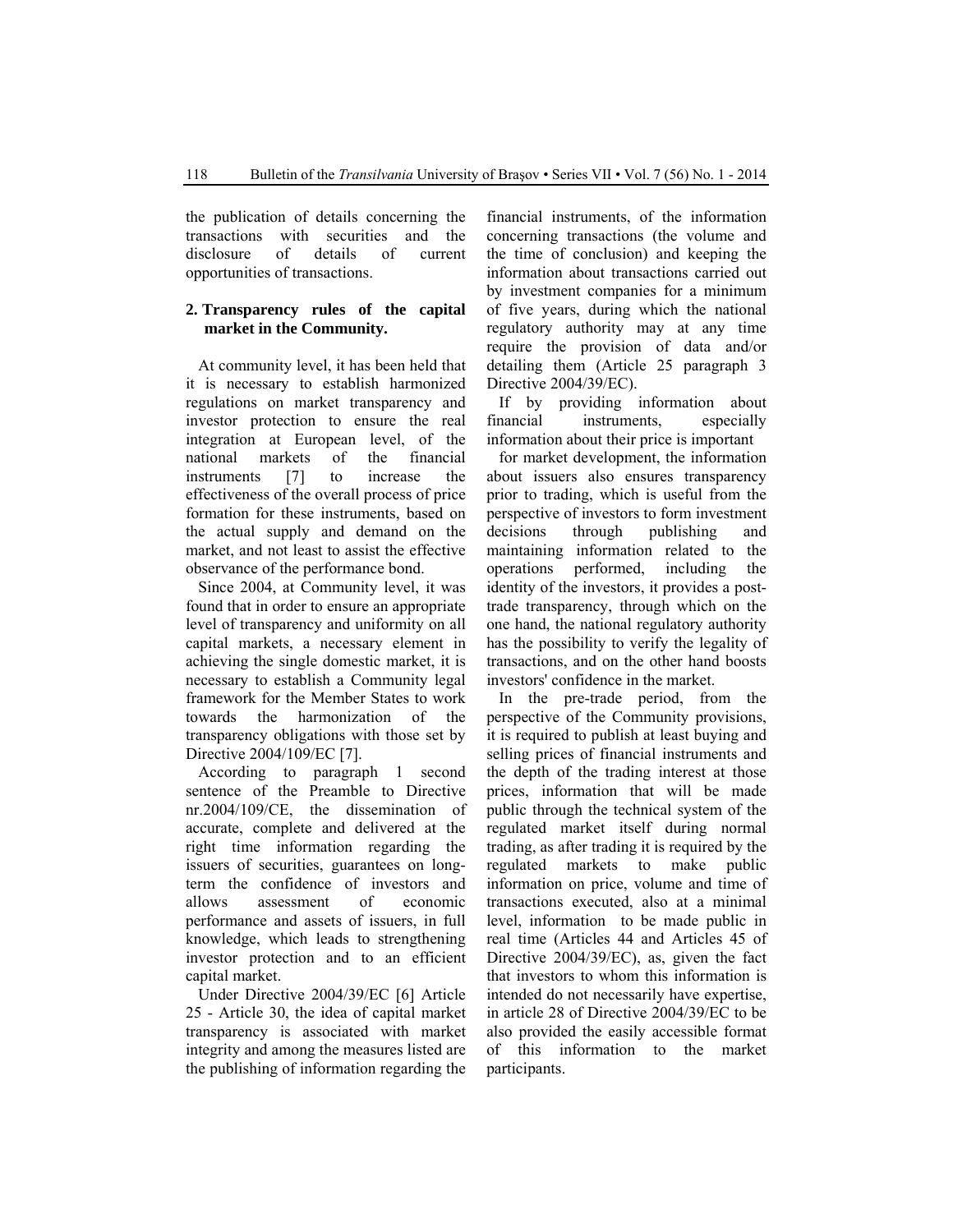the publication of details concerning the transactions with securities and the disclosure of details of current opportunities of transactions.

## 2. Transparency rules of the capital market in the Community.

At community level, it has been held that it is necessary to establish harmonized regulations on market transparency and investor protection to ensure the real integration at European level, of the national markets of the financial instruments [7] to increase the effectiveness of the overall process of price formation for these instruments, based on the actual supply and demand on the market, and not least to assist the effective observance of the performance bond.

Since 2004, at Community level, it was found that in order to ensure an appropriate level of transparency and uniformity on all capital markets, a necessary element in achieving the single domestic market, it is necessary to establish a Community legal framework for the Member States to work towards the harmonization of the transparency obligations with those set by Directive 2004/109/EC [7].

According to paragraph 1 second sentence of the Preamble to Directive nr.2004/109/CE, the dissemination of accurate, complete and delivered at the right time information regarding the issuers of securities, guarantees on long-term the confidence of investors and allows assessment of economic performance and assets of issuers, in full knowledge, which leads to strengthening investor protection and to an efficient capital market.

Under Directive 2004/39/EC [6] Article 25 - Article 30, the idea of capital market transparency is associated with market integrity and among the measures listed are the publishing of information regarding the financial instruments, of the information concerning transactions (the volume and the time of conclusion) and keeping the information about transactions carried out by investment companies for a minimum of five years, during which the national regulatory authority may at any time require the provision of data and/or detailing them (Article 25 paragraph 3 Directive 2004/39/EC).

If by providing information about financial instruments, especially information about their price is important for market development, the information about issuers also ensures transparency prior to trading, which is useful from the perspective of investors to form investment decisions through publishing and maintaining information related to the operations performed, including the identity of the investors, it provides a post-trade transparency, through which on the one hand, the national regulatory authority has the possibility to verify the legality of transactions, and on the other hand boosts investors' confidence in the market.

In the pre-trade period, from the perspective of the Community provisions, it is required to publish at least buying and selling prices of financial instruments and the depth of the trading interest at those prices, information that will be made public through the technical system of the regulated market itself during normal trading, as after trading it is required by the regulated markets to make public information on price, volume and time of transactions executed, also at a minimal level, information to be made public in real time (Articles 44 and Articles 45 of Directive 2004/39/EC), as, given the fact that investors to whom this information is intended do not necessarily have expertise, in article 28 of Directive 2004/39/EC to be also provided the easily accessible format of this information to the market participants.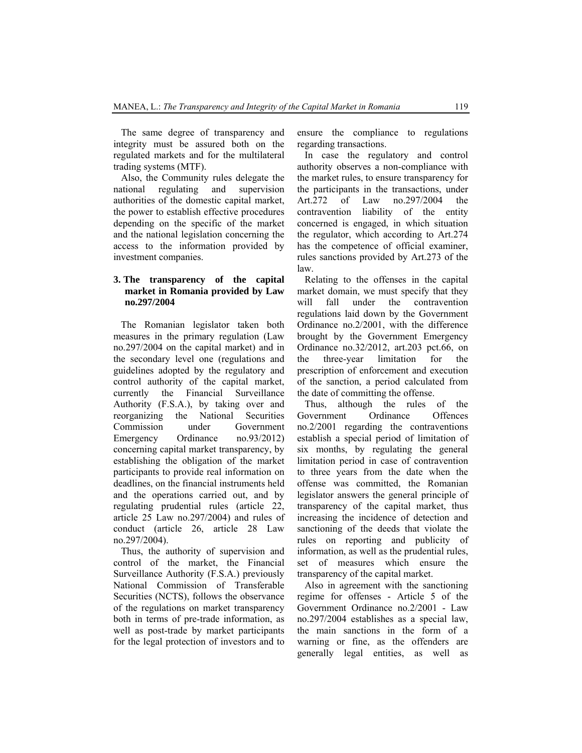The same degree of transparency and integrity must be assured both on the regulated markets and for the multilateral trading systems (MTF).

Also, the Community rules delegate the national regulating and supervision authorities of the domestic capital market, the power to establish effective procedures depending on the specific of the market and the national legislation concerning the access to the information provided by investment companies.

## 3. The transparency of the capital market in Romania provided by Law no.297/2004

The Romanian legislator taken both measures in the primary regulation (Law no.297/2004 on the capital market) and in the secondary level one (regulations and guidelines adopted by the regulatory and control authority of the capital market, currently the Financial Surveillance Authority (F.S.A.), by taking over and reorganizing the National Securities Commission under Government Emergency Ordinance no.93/2012) concerning capital market transparency, by establishing the obligation of the market participants to provide real information on deadlines, on the financial instruments held and the operations carried out, and by regulating prudential rules (article 22, article 25 Law no.297/2004) and rules of conduct (article 26, article 28 Law no.297/2004).

Thus, the authority of supervision and control of the market, the Financial Surveillance Authority (F.S.A.) previously National Commission of Transferable Securities (NCTS), follows the observance of the regulations on market transparency both in terms of pre-trade information, as well as post-trade by market participants for the legal protection of investors and to ensure the compliance to regulations regarding transactions.

In case the regulatory and control authority observes a non-compliance with the market rules, to ensure transparency for the participants in the transactions, under Art.272 of Law no.297/2004 the contravention liability of the entity concerned is engaged, in which situation the regulator, which according to Art.274 has the competence of official examiner, rules sanctions provided by Art.273 of the law.

Relating to the offenses in the capital market domain, we must specify that they will fall under the contravention regulations laid down by the Government Ordinance no.2/2001, with the difference brought by the Government Emergency Ordinance no.32/2012, art.203 pct.66, on the three-year limitation for the prescription of enforcement and execution of the sanction, a period calculated from the date of committing the offense.

Thus, although the rules of the Government Ordinance Offences no.2/2001 regarding the contraventions establish a special period of limitation of six months, by regulating the general limitation period in case of contravention to three years from the date when the offense was committed, the Romanian legislator answers the general principle of transparency of the capital market, thus increasing the incidence of detection and sanctioning of the deeds that violate the rules on reporting and publicity of information, as well as the prudential rules, set of measures which ensure the transparency of the capital market.

Also in agreement with the sanctioning regime for offenses - Article 5 of the Government Ordinance no.2/2001 - Law no.297/2004 establishes as a special law, the main sanctions in the form of a warning or fine, as the offenders are generally legal entities, as well as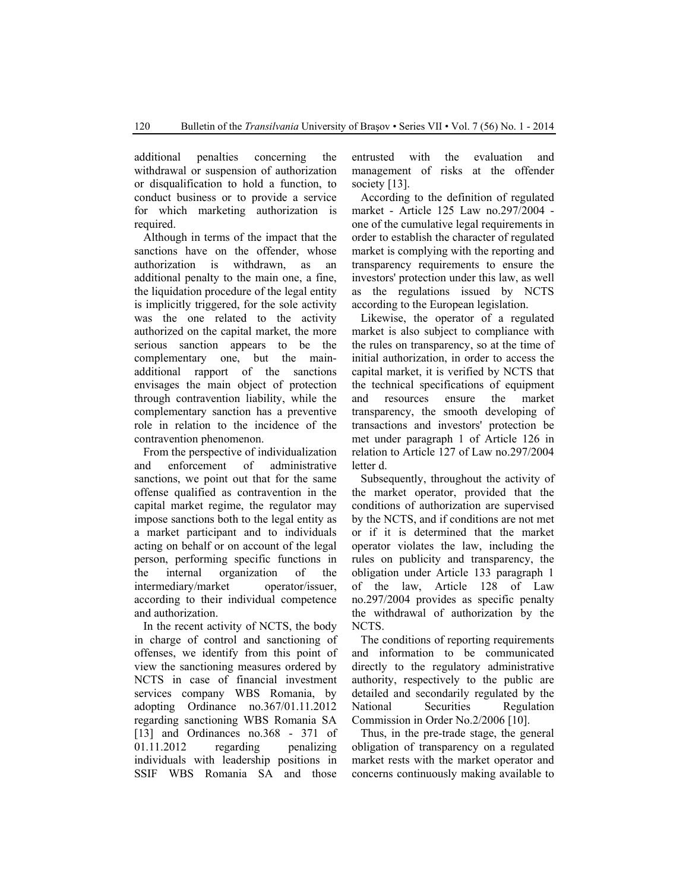additional penalties concerning the withdrawal or suspension of authorization or disqualification to hold a function, to conduct business or to provide a service for which marketing authorization is required.

Although in terms of the impact that the sanctions have on the offender, whose authorization is withdrawn, as an additional penalty to the main one, a fine, the liquidation procedure of the legal entity is implicitly triggered, for the sole activity was the one related to the activity authorized on the capital market, the more serious sanction appears to be the complementary one, but the main-additional rapport of the sanctions envisages the main object of protection through contravention liability, while the complementary sanction has a preventive role in relation to the incidence of the contravention phenomenon.

From the perspective of individualization and enforcement of administrative sanctions, we point out that for the same offense qualified as contravention in the capital market regime, the regulator may impose sanctions both to the legal entity as a market participant and to individuals acting on behalf or on account of the legal person, performing specific functions in the internal organization of the intermediary/market operator/issuer, according to their individual competence and authorization.

In the recent activity of NCTS, the body in charge of control and sanctioning of offenses, we identify from this point of view the sanctioning measures ordered by NCTS in case of financial investment services company WBS Romania, by adopting Ordinance no.367/01.11.2012 regarding sanctioning WBS Romania SA [13] and Ordinances no.368 - 371 of 01.11.2012 regarding penalizing individuals with leadership positions in SSIF WBS Romania SA and those entrusted with the evaluation and management of risks at the offender society [13].

According to the definition of regulated market - Article 125 Law no.297/2004 - one of the cumulative legal requirements in order to establish the character of regulated market is complying with the reporting and transparency requirements to ensure the investors' protection under this law, as well as the regulations issued by NCTS according to the European legislation.

Likewise, the operator of a regulated market is also subject to compliance with the rules on transparency, so at the time of initial authorization, in order to access the capital market, it is verified by NCTS that the technical specifications of equipment and resources ensure the market transparency, the smooth developing of transactions and investors' protection be met under paragraph 1 of Article 126 in relation to Article 127 of Law no.297/2004 letter d.

Subsequently, throughout the activity of the market operator, provided that the conditions of authorization are supervised by the NCTS, and if conditions are not met or if it is determined that the market operator violates the law, including the rules on publicity and transparency, the obligation under Article 133 paragraph 1 of the law, Article 128 of Law no.297/2004 provides as specific penalty the withdrawal of authorization by the NCTS.

The conditions of reporting requirements and information to be communicated directly to the regulatory administrative authority, respectively to the public are detailed and secondarily regulated by the National Securities Regulation Commission in Order No.2/2006 [10].

Thus, in the pre-trade stage, the general obligation of transparency on a regulated market rests with the market operator and concerns continuously making available to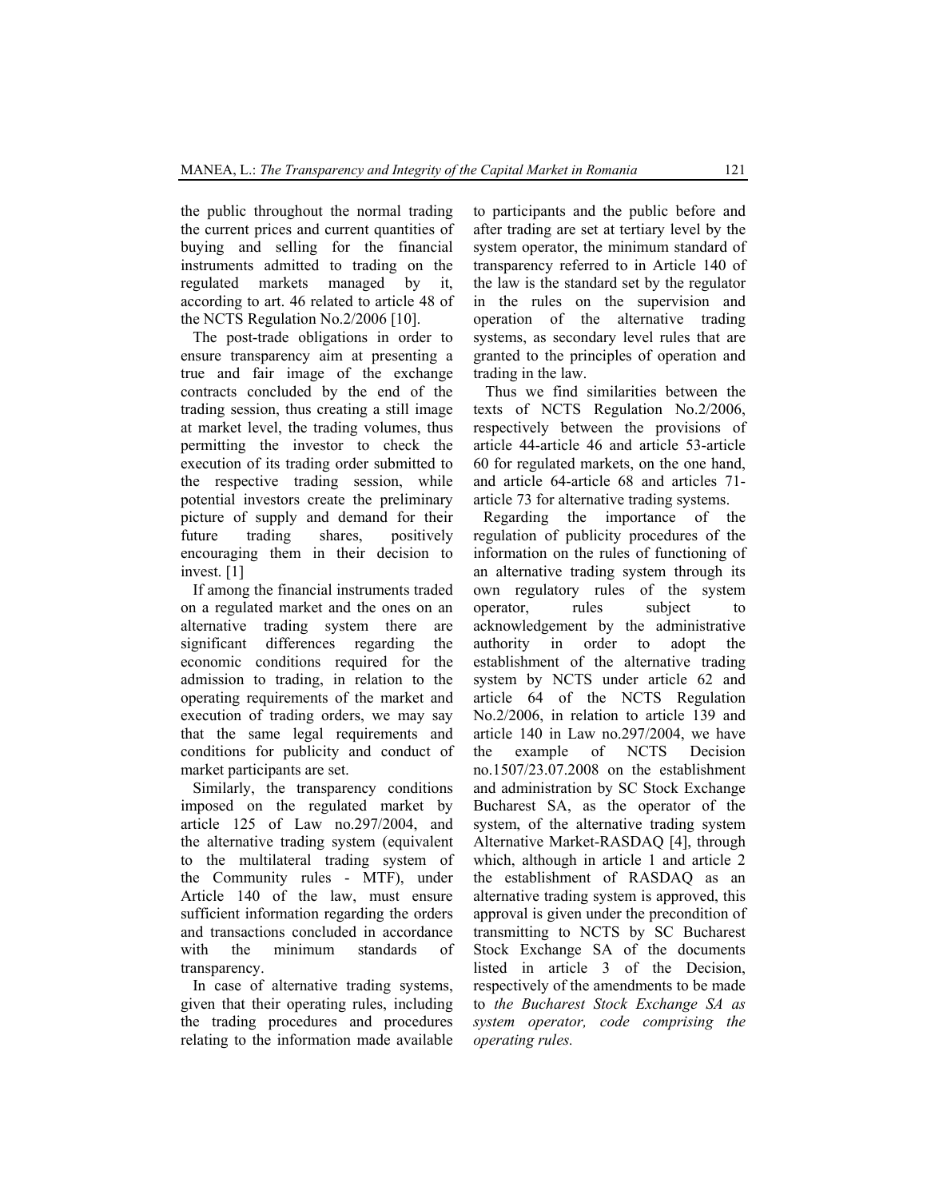the public throughout the normal trading the current prices and current quantities of buying and selling for the financial instruments admitted to trading on the regulated markets managed by it, according to art. 46 related to article 48 of the NCTS Regulation No.2/2006 [10].

The post-trade obligations in order to ensure transparency aim at presenting a true and fair image of the exchange contracts concluded by the end of the trading session, thus creating a still image at market level, the trading volumes, thus permitting the investor to check the execution of its trading order submitted to the respective trading session, while potential investors create the preliminary picture of supply and demand for their future trading shares, positively encouraging them in their decision to invest. [1]

If among the financial instruments traded on a regulated market and the ones on an alternative trading system there are significant differences regarding the economic conditions required for the admission to trading, in relation to the operating requirements of the market and execution of trading orders, we may say that the same legal requirements and conditions for publicity and conduct of market participants are set.

Similarly, the transparency conditions imposed on the regulated market by article 125 of Law no.297/2004, and the alternative trading system (equivalent to the multilateral trading system of the Community rules - MTF), under Article 140 of the law, must ensure sufficient information regarding the orders and transactions concluded in accordance with the minimum standards of transparency.

In case of alternative trading systems, given that their operating rules, including the trading procedures and procedures relating to the information made available to participants and the public before and after trading are set at tertiary level by the system operator, the minimum standard of transparency referred to in Article 140 of the law is the standard set by the regulator in the rules on the supervision and operation of the alternative trading systems, as secondary level rules that are granted to the principles of operation and trading in the law.

Thus we find similarities between the texts of NCTS Regulation No.2/2006, respectively between the provisions of article 44-article 46 and article 53-article 60 for regulated markets, on the one hand, and article 64-article 68 and articles 71-article 73 for alternative trading systems.

Regarding the importance of the regulation of publicity procedures of the information on the rules of functioning of an alternative trading system through its own regulatory rules of the system operator, rules subject to acknowledgement by the administrative authority in order to adopt the establishment of the alternative trading system by NCTS under article 62 and article 64 of the NCTS Regulation No.2/2006, in relation to article 139 and article 140 in Law no.297/2004, we have the example of NCTS Decision no.1507/23.07.2008 on the establishment and administration by SC Stock Exchange Bucharest SA, as the operator of the system, of the alternative trading system Alternative Market-RASDAQ [4], through which, although in article 1 and article 2 the establishment of RASDAQ as an alternative trading system is approved, this approval is given under the precondition of transmitting to NCTS by SC Bucharest Stock Exchange SA of the documents listed in article 3 of the Decision, respectively of the amendments to be made to *the Bucharest Stock Exchange SA as system operator, code comprising the operating rules.*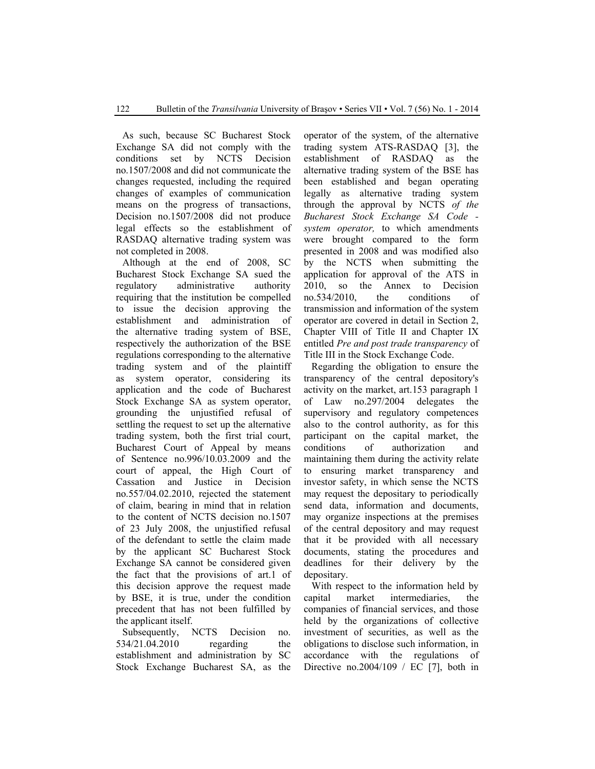As such, because SC Bucharest Stock Exchange SA did not comply with the conditions set by NCTS Decision no.1507/2008 and did not communicate the changes requested, including the required changes of examples of communication means on the progress of transactions, Decision no.1507/2008 did not produce legal effects so the establishment of RASDAQ alternative trading system was not completed in 2008.

Although at the end of 2008, SC Bucharest Stock Exchange SA sued the regulatory administrative authority requiring that the institution be compelled to issue the decision approving the establishment and administration of the alternative trading system of BSE, respectively the authorization of the BSE regulations corresponding to the alternative trading system and of the plaintiff as system operator, considering its application and the code of Bucharest Stock Exchange SA as system operator, grounding the unjustified refusal of settling the request to set up the alternative trading system, both the first trial court, Bucharest Court of Appeal by means of Sentence no.996/10.03.2009 and the court of appeal, the High Court of Cassation and Justice in Decision no.557/04.02.2010, rejected the statement of claim, bearing in mind that in relation to the content of NCTS decision no.1507 of 23 July 2008, the unjustified refusal of the defendant to settle the claim made by the applicant SC Bucharest Stock Exchange SA cannot be considered given the fact that the provisions of art.1 of this decision approve the request made by BSE, it is true, under the condition precedent that has not been fulfilled by the applicant itself.

Subsequently, NCTS Decision no. 534/21.04.2010 regarding the establishment and administration by SC Stock Exchange Bucharest SA, as the operator of the system, of the alternative trading system ATS-RASDAQ [3], the establishment of RASDAQ as the alternative trading system of the BSE has been established and began operating legally as alternative trading system through the approval by NCTS *of the Bucharest Stock Exchange SA Code - system operator,* to which amendments were brought compared to the form presented in 2008 and was modified also by the NCTS when submitting the application for approval of the ATS in 2010, so the Annex to Decision no.534/2010, the conditions of transmission and information of the system operator are covered in detail in Section 2, Chapter VIII of Title II and Chapter IX entitled *Pre and post trade transparency* of Title III in the Stock Exchange Code.

Regarding the obligation to ensure the transparency of the central depository's activity on the market, art.153 paragraph 1 of Law no.297/2004 delegates the supervisory and regulatory competences also to the control authority, as for this participant on the capital market, the conditions of authorization and maintaining them during the activity relate to ensuring market transparency and investor safety, in which sense the NCTS may request the depositary to periodically send data, information and documents, may organize inspections at the premises of the central depository and may request that it be provided with all necessary documents, stating the procedures and deadlines for their delivery by the depositary.

With respect to the information held by capital market intermediaries, the companies of financial services, and those held by the organizations of collective investment of securities, as well as the obligations to disclose such information, in accordance with the regulations of Directive no.2004/109 / EC [7], both in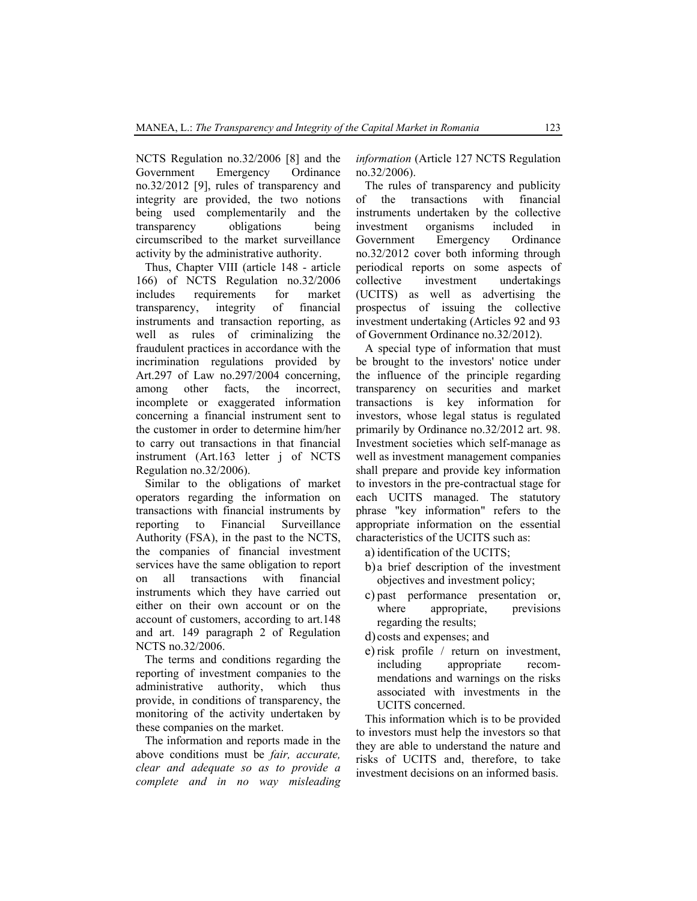NCTS Regulation no.32/2006 [8] and the Government Emergency Ordinance no.32/2012 [9], rules of transparency and integrity are provided, the two notions being used complementarily and the transparency obligations being circumscribed to the market surveillance activity by the administrative authority.

Thus, Chapter VIII (article 148 - article 166) of NCTS Regulation no.32/2006 includes requirements for market transparency, integrity of financial instruments and transaction reporting, as well as rules of criminalizing the fraudulent practices in accordance with the incrimination regulations provided by Art.297 of Law no.297/2004 concerning, among other facts, the incorrect, incomplete or exaggerated information concerning a financial instrument sent to the customer in order to determine him/her to carry out transactions in that financial instrument (Art.163 letter j of NCTS Regulation no.32/2006).

Similar to the obligations of market operators regarding the information on transactions with financial instruments by reporting to Financial Surveillance Authority (FSA), in the past to the NCTS, the companies of financial investment services have the same obligation to report on all transactions with financial instruments which they have carried out either on their own account or on the account of customers, according to art.148 and art. 149 paragraph 2 of Regulation NCTS no.32/2006.

The terms and conditions regarding the reporting of investment companies to the administrative authority, which thus provide, in conditions of transparency, the monitoring of the activity undertaken by these companies on the market.

The information and reports made in the above conditions must be *fair, accurate, clear and adequate so as to provide a complete and in no way misleading information* (Article 127 NCTS Regulation no.32/2006).

The rules of transparency and publicity of the transactions with financial instruments undertaken by the collective investment organisms included in Government Emergency Ordinance no.32/2012 cover both informing through periodical reports on some aspects of collective investment undertakings (UCITS) as well as advertising the prospectus of issuing the collective investment undertaking (Articles 92 and 93 of Government Ordinance no.32/2012).

A special type of information that must be brought to the investors' notice under the influence of the principle regarding transparency on securities and market transactions is key information for investors, whose legal status is regulated primarily by Ordinance no.32/2012 art. 98. Investment societies which self-manage as well as investment management companies shall prepare and provide key information to investors in the pre-contractual stage for each UCITS managed. The statutory phrase "key information" refers to the appropriate information on the essential characteristics of the UCITS such as:

a) identification of the UCITS;
b) a brief description of the investment objectives and investment policy;
c) past performance presentation or, where appropriate, previsions regarding the results;
d) costs and expenses; and
e) risk profile / return on investment, including appropriate recommendations and warnings on the risks associated with investments in the UCITS concerned.

This information which is to be provided to investors must help the investors so that they are able to understand the nature and risks of UCITS and, therefore, to take investment decisions on an informed basis.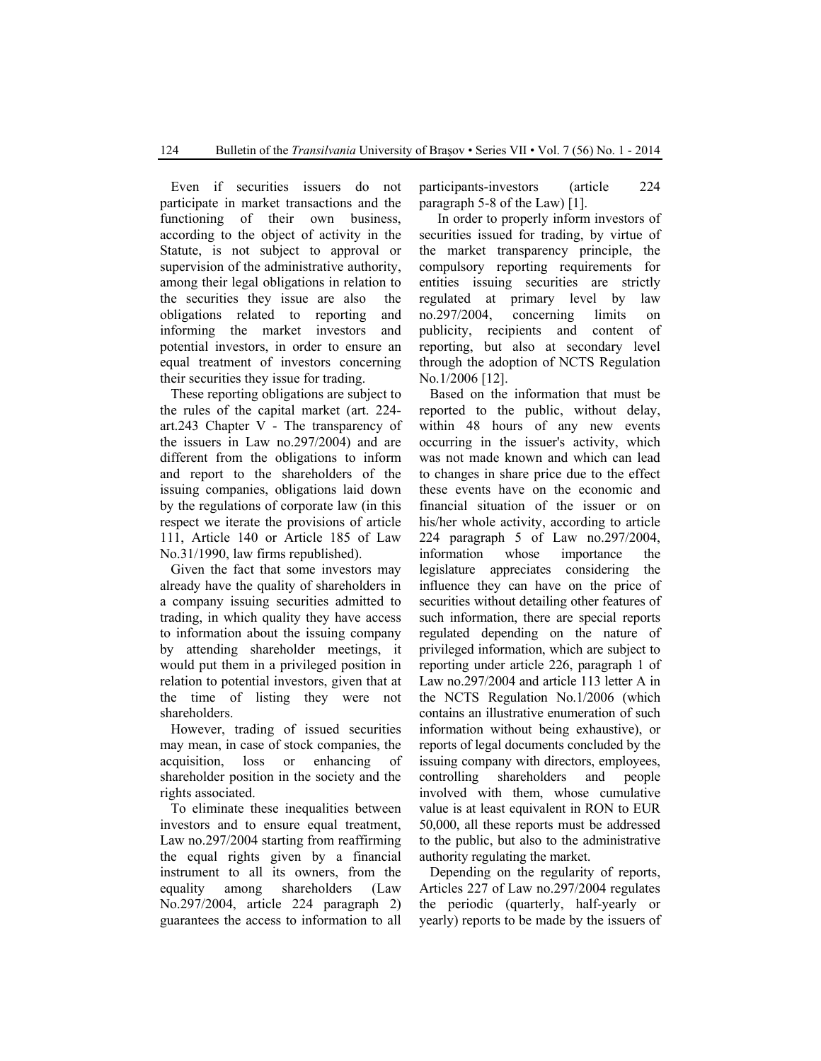Even if securities issuers do not participate in market transactions and the functioning of their own business, according to the object of activity in the Statute, is not subject to approval or supervision of the administrative authority, among their legal obligations in relation to the securities they issue are also the obligations related to reporting and informing the market investors and potential investors, in order to ensure an equal treatment of investors concerning their securities they issue for trading.

These reporting obligations are subject to the rules of the capital market (art. 224-art.243 Chapter V - The transparency of the issuers in Law no.297/2004) and are different from the obligations to inform and report to the shareholders of the issuing companies, obligations laid down by the regulations of corporate law (in this respect we iterate the provisions of article 111, Article 140 or Article 185 of Law No.31/1990, law firms republished).

Given the fact that some investors may already have the quality of shareholders in a company issuing securities admitted to trading, in which quality they have access to information about the issuing company by attending shareholder meetings, it would put them in a privileged position in relation to potential investors, given that at the time of listing they were not shareholders.

However, trading of issued securities may mean, in case of stock companies, the acquisition, loss or enhancing of shareholder position in the society and the rights associated.

To eliminate these inequalities between investors and to ensure equal treatment, Law no.297/2004 starting from reaffirming the equal rights given by a financial instrument to all its owners, from the equality among shareholders (Law No.297/2004, article 224 paragraph 2) guarantees the access to information to all participants-investors (article 224 paragraph 5-8 of the Law) [1].

In order to properly inform investors of securities issued for trading, by virtue of the market transparency principle, the compulsory reporting requirements for entities issuing securities are strictly regulated at primary level by law no.297/2004, concerning limits on publicity, recipients and content of reporting, but also at secondary level through the adoption of NCTS Regulation No.1/2006 [12].

Based on the information that must be reported to the public, without delay, within 48 hours of any new events occurring in the issuer's activity, which was not made known and which can lead to changes in share price due to the effect these events have on the economic and financial situation of the issuer or on his/her whole activity, according to article 224 paragraph 5 of Law no.297/2004, information whose importance the legislature appreciates considering the influence they can have on the price of securities without detailing other features of such information, there are special reports regulated depending on the nature of privileged information, which are subject to reporting under article 226, paragraph 1 of Law no.297/2004 and article 113 letter A in the NCTS Regulation No.1/2006 (which contains an illustrative enumeration of such information without being exhaustive), or reports of legal documents concluded by the issuing company with directors, employees, controlling shareholders and people involved with them, whose cumulative value is at least equivalent in RON to EUR 50,000, all these reports must be addressed to the public, but also to the administrative authority regulating the market.

Depending on the regularity of reports, Articles 227 of Law no.297/2004 regulates the periodic (quarterly, half-yearly or yearly) reports to be made by the issuers of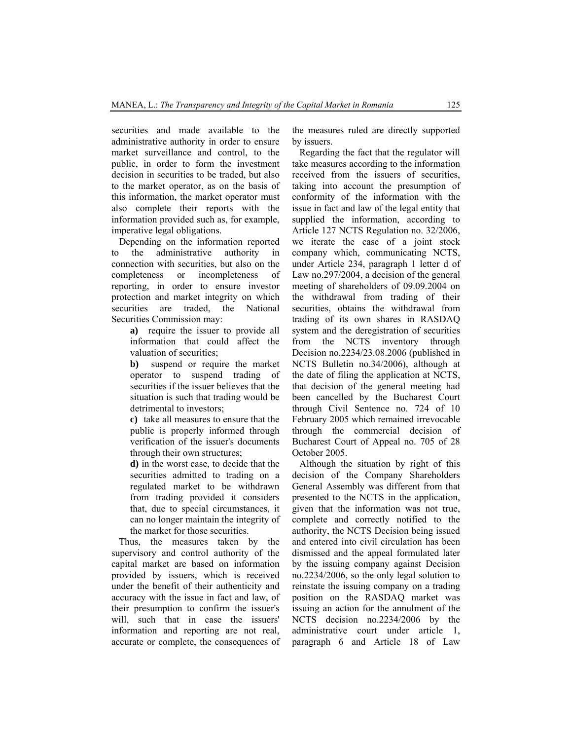securities and made available to the administrative authority in order to ensure market surveillance and control, to the public, in order to form the investment decision in securities to be traded, but also to the market operator, as on the basis of this information, the market operator must also complete their reports with the information provided such as, for example, imperative legal obligations.

Depending on the information reported to the administrative authority in connection with securities, but also on the completeness or incompleteness of reporting, in order to ensure investor protection and market integrity on which securities are traded, the National Securities Commission may:

**a)** require the issuer to provide all information that could affect the valuation of securities;

**b)** suspend or require the market operator to suspend trading of securities if the issuer believes that the situation is such that trading would be detrimental to investors;

**c)** take all measures to ensure that the public is properly informed through verification of the issuer's documents through their own structures;

**d)** in the worst case, to decide that the securities admitted to trading on a regulated market to be withdrawn from trading provided it considers that, due to special circumstances, it can no longer maintain the integrity of the market for those securities.

Thus, the measures taken by the supervisory and control authority of the capital market are based on information provided by issuers, which is received under the benefit of their authenticity and accuracy with the issue in fact and law, of their presumption to confirm the issuer's will, such that in case the issuers' information and reporting are not real, accurate or complete, the consequences of the measures ruled are directly supported by issuers.

Regarding the fact that the regulator will take measures according to the information received from the issuers of securities, taking into account the presumption of conformity of the information with the issue in fact and law of the legal entity that supplied the information, according to Article 127 NCTS Regulation no. 32/2006, we iterate the case of a joint stock company which, communicating NCTS, under Article 234, paragraph 1 letter d of Law no.297/2004, a decision of the general meeting of shareholders of 09.09.2004 on the withdrawal from trading of their securities, obtains the withdrawal from trading of its own shares in RASDAQ system and the deregistration of securities from the NCTS inventory through Decision no.2234/23.08.2006 (published in NCTS Bulletin no.34/2006), although at the date of filing the application at NCTS, that decision of the general meeting had been cancelled by the Bucharest Court through Civil Sentence no. 724 of 10 February 2005 which remained irrevocable through the commercial decision of Bucharest Court of Appeal no. 705 of 28 October 2005.

Although the situation by right of this decision of the Company Shareholders General Assembly was different from that presented to the NCTS in the application, given that the information was not true, complete and correctly notified to the authority, the NCTS Decision being issued and entered into civil circulation has been dismissed and the appeal formulated later by the issuing company against Decision no.2234/2006, so the only legal solution to reinstate the issuing company on a trading position on the RASDAQ market was issuing an action for the annulment of the NCTS decision no.2234/2006 by the administrative court under article 1, paragraph 6 and Article 18 of Law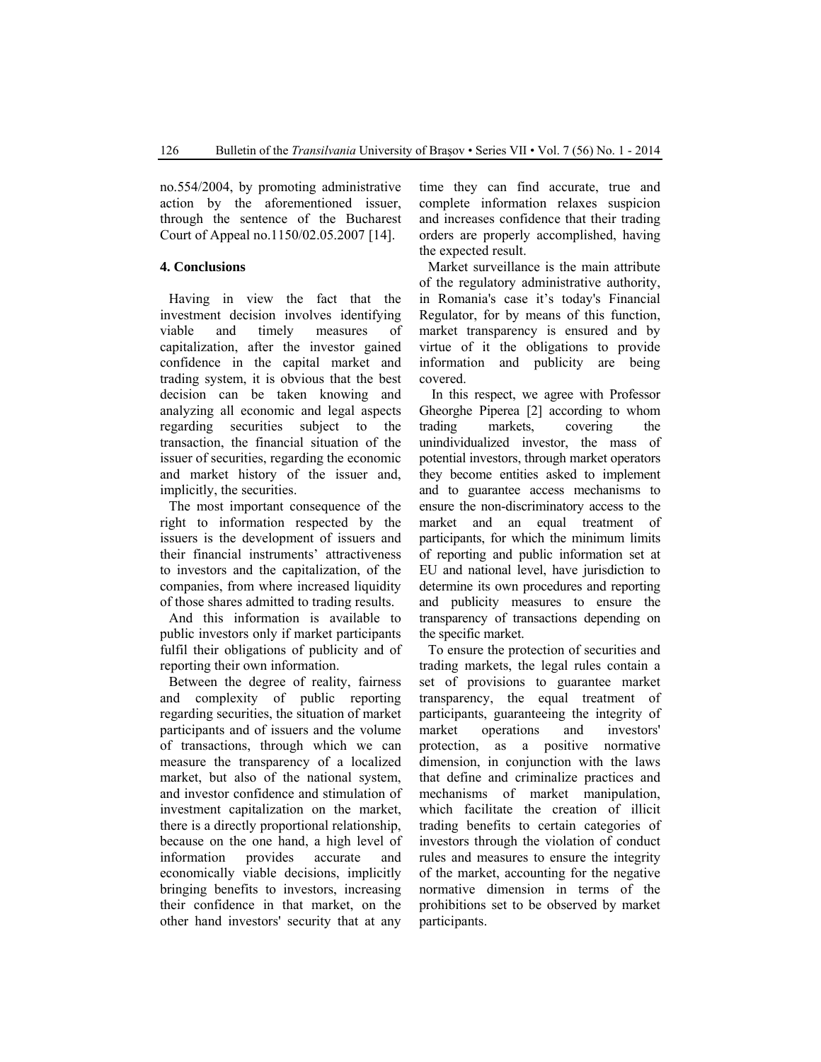no.554/2004, by promoting administrative action by the aforementioned issuer, through the sentence of the Bucharest Court of Appeal no.1150/02.05.2007 [14].

## 4. Conclusions

Having in view the fact that the investment decision involves identifying viable and timely measures of capitalization, after the investor gained confidence in the capital market and trading system, it is obvious that the best decision can be taken knowing and analyzing all economic and legal aspects regarding securities subject to the transaction, the financial situation of the issuer of securities, regarding the economic and market history of the issuer and, implicitly, the securities.

The most important consequence of the right to information respected by the issuers is the development of issuers and their financial instruments' attractiveness to investors and the capitalization, of the companies, from where increased liquidity of those shares admitted to trading results.

And this information is available to public investors only if market participants fulfil their obligations of publicity and of reporting their own information.

Between the degree of reality, fairness and complexity of public reporting regarding securities, the situation of market participants and of issuers and the volume of transactions, through which we can measure the transparency of a localized market, but also of the national system, and investor confidence and stimulation of investment capitalization on the market, there is a directly proportional relationship, because on the one hand, a high level of information provides accurate and economically viable decisions, implicitly bringing benefits to investors, increasing their confidence in that market, on the other hand investors' security that at any time they can find accurate, true and complete information relaxes suspicion and increases confidence that their trading orders are properly accomplished, having the expected result.

Market surveillance is the main attribute of the regulatory administrative authority, in Romania's case it's today's Financial Regulator, for by means of this function, market transparency is ensured and by virtue of it the obligations to provide information and publicity are being covered.

In this respect, we agree with Professor Gheorghe Piperea [2] according to whom trading markets, covering the unindividualized investor, the mass of potential investors, through market operators they become entities asked to implement and to guarantee access mechanisms to ensure the non-discriminatory access to the market and an equal treatment of participants, for which the minimum limits of reporting and public information set at EU and national level, have jurisdiction to determine its own procedures and reporting and publicity measures to ensure the transparency of transactions depending on the specific market.

To ensure the protection of securities and trading markets, the legal rules contain a set of provisions to guarantee market transparency, the equal treatment of participants, guaranteeing the integrity of market operations and investors' protection, as a positive normative dimension, in conjunction with the laws that define and criminalize practices and mechanisms of market manipulation, which facilitate the creation of illicit trading benefits to certain categories of investors through the violation of conduct rules and measures to ensure the integrity of the market, accounting for the negative normative dimension in terms of the prohibitions set to be observed by market participants.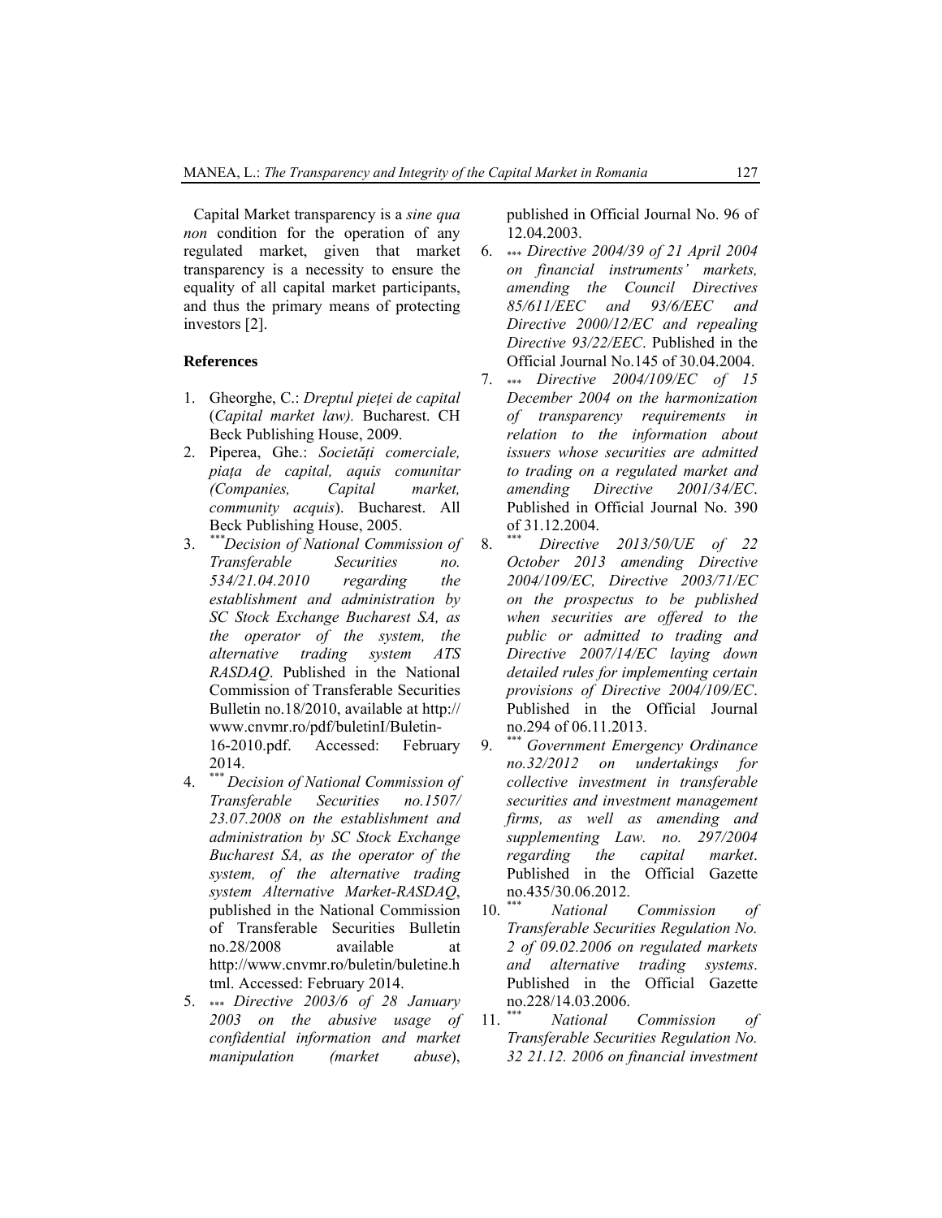Capital Market transparency is a *sine qua non* condition for the operation of any regulated market, given that market transparency is a necessity to ensure the equality of all capital market participants, and thus the primary means of protecting investors [2].

## References

1. Gheorghe, C.: *Dreptul pieței de capital* (*Capital market law)*. Bucharest. CH Beck Publishing House, 2009.
2. Piperea, Ghe.: *Societăți comerciale, piața de capital, aquis comunitar (Companies, Capital market, community acquis*). Bucharest. All Beck Publishing House, 2005.
3. ****Decision of National Commission of Transferable Securities no. 534/21.04.2010 regarding the establishment and administration by SC Stock Exchange Bucharest SA, as the operator of the system, the alternative trading system ATS RASDAQ*. Published in the National Commission of Transferable Securities Bulletin no.18/2010, available at http:// www.cnvmr.ro/pdf/buletinI/Buletin-16-2010.pdf. Accessed: February 2014.
4. *** *Decision of National Commission of Transferable Securities no.1507/ 23.07.2008 on the establishment and administration by SC Stock Exchange Bucharest SA, as the operator of the system, of the alternative trading system Alternative Market-RASDAQ*, published in the National Commission of Transferable Securities Bulletin no.28/2008 available at http://www.cnvmr.ro/buletin/buletine.html. Accessed: February 2014.
5. *** *Directive 2003/6 of 28 January 2003 on the abusive usage of confidential information and market manipulation (market abuse*), published in Official Journal No. 96 of 12.04.2003.
6. *** *Directive 2004/39 of 21 April 2004 on financial instruments' markets, amending the Council Directives 85/611/EEC and 93/6/EEC and Directive 2000/12/EC and repealing Directive 93/22/EEC*. Published in the Official Journal No.145 of 30.04.2004.
7. *** *Directive 2004/109/EC of 15 December 2004 on the harmonization of transparency requirements in relation to the information about issuers whose securities are admitted to trading on a regulated market and amending Directive 2001/34/EC*. Published in Official Journal No. 390 of 31.12.2004.
8. *** *Directive 2013/50/UE of 22 October 2013 amending Directive 2004/109/EC, Directive 2003/71/EC on the prospectus to be published when securities are offered to the public or admitted to trading and Directive 2007/14/EC laying down detailed rules for implementing certain provisions of Directive 2004/109/EC*. Published in the Official Journal no.294 of 06.11.2013.
9. *** *Government Emergency Ordinance no.32/2012 on undertakings for collective investment in transferable securities and investment management firms, as well as amending and supplementing Law. no. 297/2004 regarding the capital market*. Published in the Official Gazette no.435/30.06.2012.
10. *** *National Commission of Transferable Securities Regulation No. 2 of 09.02.2006 on regulated markets and alternative trading systems*. Published in the Official Gazette no.228/14.03.2006.
11. *** *National Commission of Transferable Securities Regulation No. 32 21.12. 2006 on financial investment*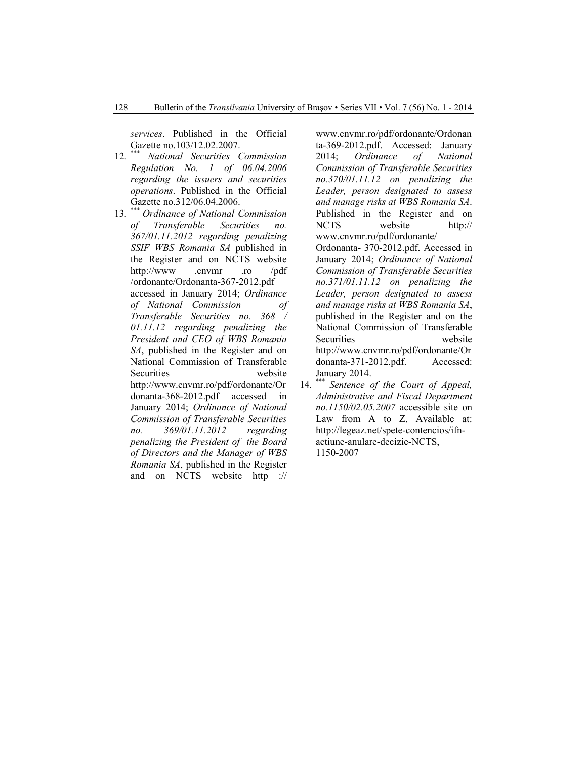*services*. Published in the Official Gazette no.103/12.02.2007.

12. *** *National Securities Commission Regulation No. 1 of 06.04.2006 regarding the issuers and securities operations*. Published in the Official Gazette no.312/06.04.2006.
13. *** *Ordinance of National Commission of Transferable Securities no. 367/01.11.2012 regarding penalizing SSIF WBS Romania SA* published in the Register and on NCTS website http://www .cnvmr .ro /pdf /ordonante/Ordonanta-367-2012.pdf accessed in January 2014; *Ordinance of National Commission of Transferable Securities no. 368 / 01.11.12 regarding penalizing the President and CEO of WBS Romania SA*, published in the Register and on National Commission of Transferable Securities website http://www.cnvmr.ro/pdf/ordonante/Ordonanta-368-2012.pdf accessed in January 2014; *Ordinance of National Commission of Transferable Securities no. 369/01.11.2012 regarding penalizing the President of the Board of Directors and the Manager of WBS Romania SA*, published in the Register and on NCTS website http :// www.cnvmr.ro/pdf/ordonante/Ordonanta-369-2012.pdf. Accessed: January 2014; *Ordinance of National Commission of Transferable Securities no.370/01.11.12 on penalizing the Leader, person designated to assess and manage risks at WBS Romania SA*. Published in the Register and on NCTS website http:// www.cnvmr.ro/pdf/ordonante/ Ordonanta- 370-2012.pdf. Accessed in January 2014; *Ordinance of National Commission of Transferable Securities no.371/01.11.12 on penalizing the Leader, person designated to assess and manage risks at WBS Romania SA*, published in the Register and on the National Commission of Transferable Securities website http://www.cnvmr.ro/pdf/ordonante/Ordonanta-371-2012.pdf. Accessed: January 2014.
14. *** *Sentence of the Court of Appeal, Administrative and Fiscal Department no.1150/02.05.2007* accessible site on Law from A to Z. Available at: http://legeaz.net/spete-contencios/ifn-actiune-anulare-decizie-NCTS, 1150-2007.